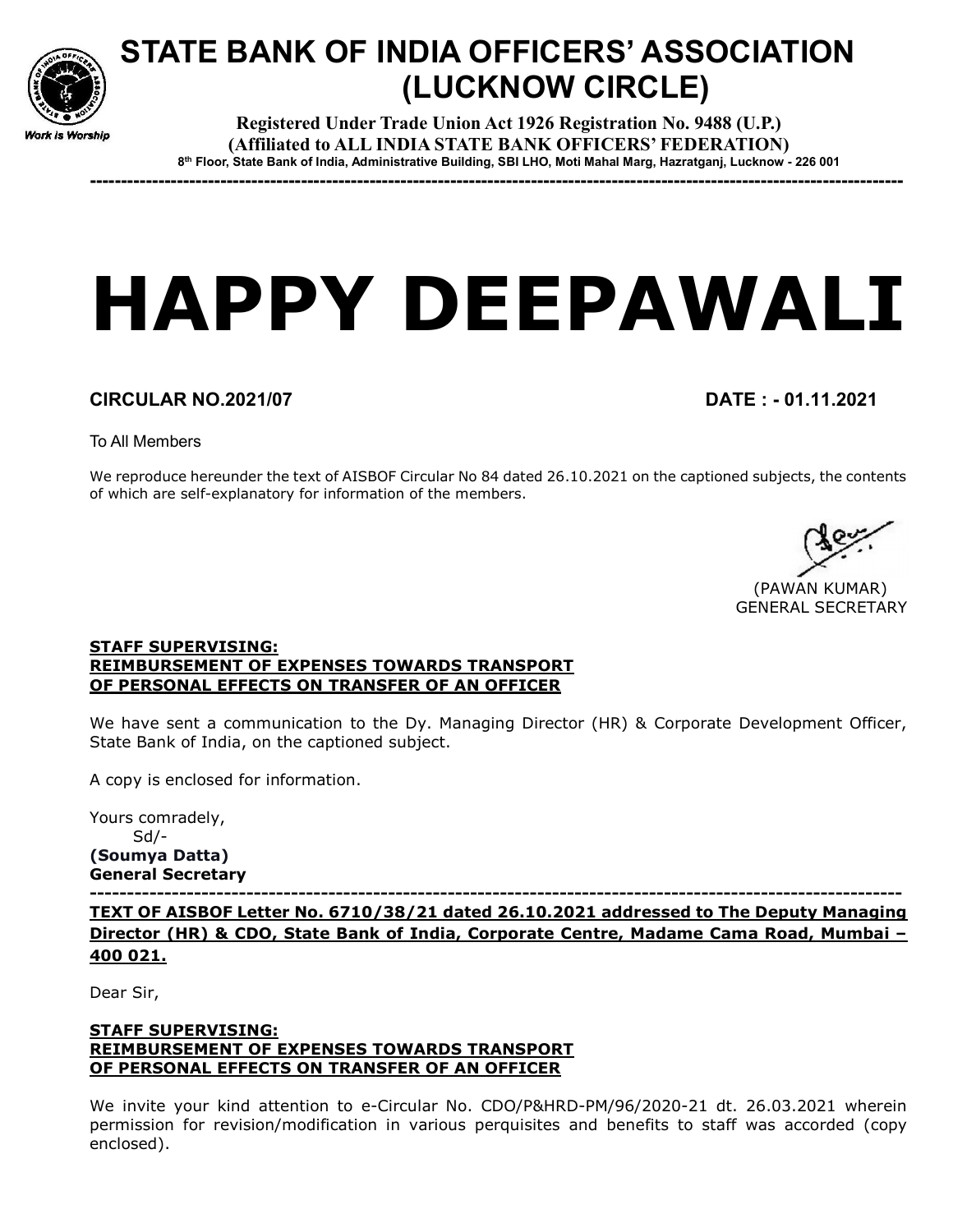# STATE BANK OF INDIA OFFICERS' ASSOCIATION (LUCKNOW CIRCLE)

*Work is Worship*

**Registered Under Trade Union Act 1926 Registration No. 9488 (U.P.)**
**(Affiliated to ALL INDIA STATE BANK OFFICERS' FEDERATION)**
**8th Floor, State Bank of India, Administrative Building, SBI LHO, Moti Mahal Marg, Hazratganj, Lucknow - 226 001**

---

# HAPPY DEEPAWALI

**CIRCULAR NO.2021/07** **DATE : - 01.11.2021**

To All Members

We reproduce hereunder the text of AISBOF Circular No 84 dated 26.10.2021 on the captioned subjects, the contents of which are self-explanatory for information of the members.

(PAWAN KUMAR)
GENERAL SECRETARY

**<u>STAFF SUPERVISING:</u>**
**<u>REIMBURSEMENT OF EXPENSES TOWARDS TRANSPORT OF PERSONAL EFFECTS ON TRANSFER OF AN OFFICER</u>**

We have sent a communication to the Dy. Managing Director (HR) & Corporate Development Officer, State Bank of India, on the captioned subject.

A copy is enclosed for information.

Yours comradely,
Sd/-
**(Soumya Datta)**
**General Secretary**

---

**<u>TEXT OF AISBOF Letter No. 6710/38/21 dated 26.10.2021 addressed to The Deputy Managing Director (HR) & CDO, State Bank of India, Corporate Centre, Madame Cama Road, Mumbai – 400 021.</u>**

Dear Sir,

**<u>STAFF SUPERVISING:</u>**
**<u>REIMBURSEMENT OF EXPENSES TOWARDS TRANSPORT OF PERSONAL EFFECTS ON TRANSFER OF AN OFFICER</u>**

We invite your kind attention to e-Circular No. CDO/P&HRD-PM/96/2020-21 dt. 26.03.2021 wherein permission for revision/modification in various perquisites and benefits to staff was accorded (copy enclosed).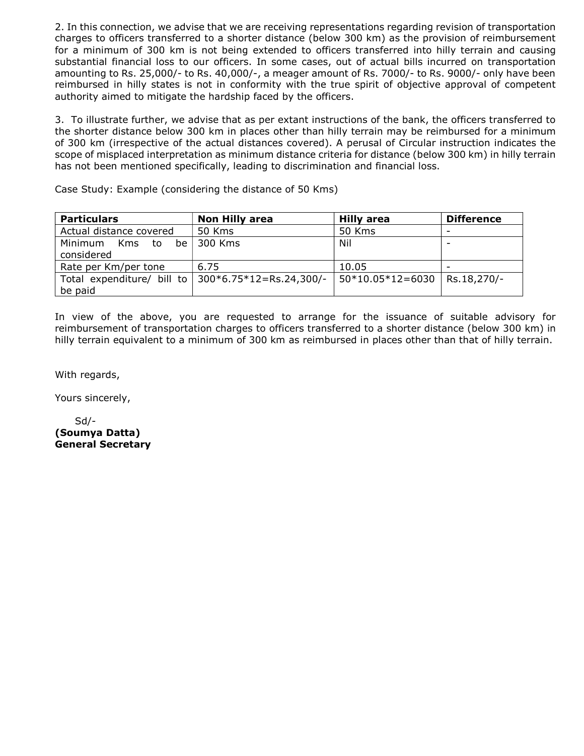2. In this connection, we advise that we are receiving representations regarding revision of transportation charges to officers transferred to a shorter distance (below 300 km) as the provision of reimbursement for a minimum of 300 km is not being extended to officers transferred into hilly terrain and causing substantial financial loss to our officers. In some cases, out of actual bills incurred on transportation amounting to Rs. 25,000/- to Rs. 40,000/-, a meager amount of Rs. 7000/- to Rs. 9000/- only have been reimbursed in hilly states is not in conformity with the true spirit of objective approval of competent authority aimed to mitigate the hardship faced by the officers.

3. To illustrate further, we advise that as per extant instructions of the bank, the officers transferred to the shorter distance below 300 km in places other than hilly terrain may be reimbursed for a minimum of 300 km (irrespective of the actual distances covered). A perusal of Circular instruction indicates the scope of misplaced interpretation as minimum distance criteria for distance (below 300 km) in hilly terrain has not been mentioned specifically, leading to discrimination and financial loss.

Case Study: Example (considering the distance of 50 Kms)

| Particulars | Non Hilly area | Hilly area | Difference |
|---|---|---|---|
| Actual distance covered | 50 Kms | 50 Kms | - |
| Minimum Kms to be considered | 300 Kms | Nil | - |
| Rate per Km/per tone | 6.75 | 10.05 | - |
| Total expenditure/ bill to be paid | 300*6.75*12=Rs.24,300/- | 50*10.05*12=6030 | Rs.18,270/- |

In view of the above, you are requested to arrange for the issuance of suitable advisory for reimbursement of transportation charges to officers transferred to a shorter distance (below 300 km) in hilly terrain equivalent to a minimum of 300 km as reimbursed in places other than that of hilly terrain.

With regards,

Yours sincerely,

Sd/-

**(Soumya Datta)**
**General Secretary**